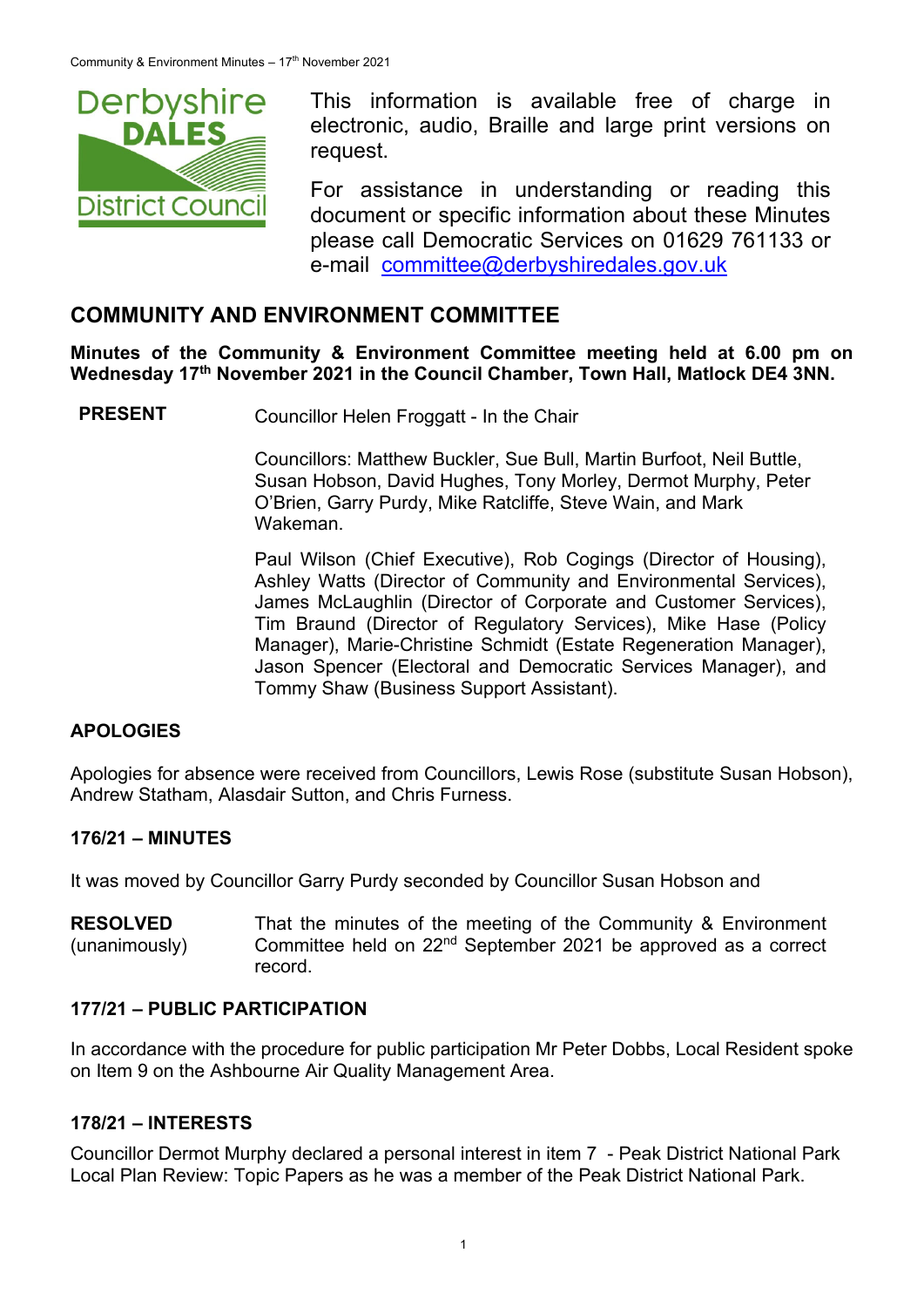This information is available free of charge in electronic, audio, Braille and large print versions on request.

For assistance in understanding or reading this document or specific information about these Minutes please call Democratic Services on 01629 761133 or e-mail committee@derbyshiredales.gov.uk

## COMMUNITY AND ENVIRONMENT COMMITTEE

**Minutes of the Community & Environment Committee meeting held at 6.00 pm on Wednesday 17th November 2021 in the Council Chamber, Town Hall, Matlock DE4 3NN.**

**PRESENT** Councillor Helen Froggatt - In the Chair

Councillors: Matthew Buckler, Sue Bull, Martin Burfoot, Neil Buttle, Susan Hobson, David Hughes, Tony Morley, Dermot Murphy, Peter O'Brien, Garry Purdy, Mike Ratcliffe, Steve Wain, and Mark Wakeman.

Paul Wilson (Chief Executive), Rob Cogings (Director of Housing), Ashley Watts (Director of Community and Environmental Services), James McLaughlin (Director of Corporate and Customer Services), Tim Braund (Director of Regulatory Services), Mike Hase (Policy Manager), Marie-Christine Schmidt (Estate Regeneration Manager), Jason Spencer (Electoral and Democratic Services Manager), and Tommy Shaw (Business Support Assistant).

### APOLOGIES

Apologies for absence were received from Councillors, Lewis Rose (substitute Susan Hobson), Andrew Statham, Alasdair Sutton, and Chris Furness.

### 176/21 – MINUTES

It was moved by Councillor Garry Purdy seconded by Councillor Susan Hobson and

**RESOLVED** (unanimously) That the minutes of the meeting of the Community & Environment Committee held on 22nd September 2021 be approved as a correct record.

### 177/21 – PUBLIC PARTICIPATION

In accordance with the procedure for public participation Mr Peter Dobbs, Local Resident spoke on Item 9 on the Ashbourne Air Quality Management Area.

### 178/21 – INTERESTS

Councillor Dermot Murphy declared a personal interest in item 7 - Peak District National Park Local Plan Review: Topic Papers as he was a member of the Peak District National Park.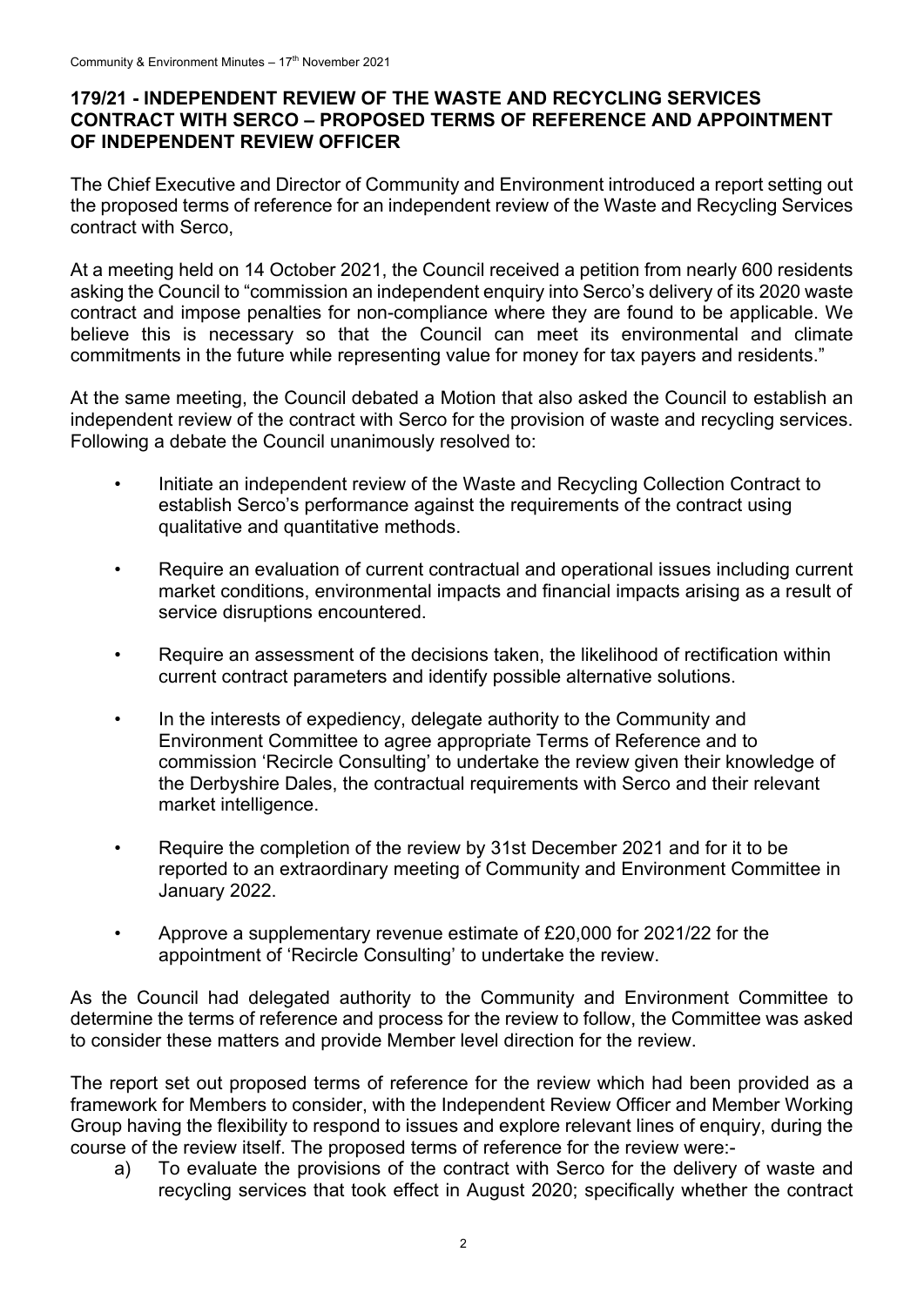## 179/21 - INDEPENDENT REVIEW OF THE WASTE AND RECYCLING SERVICES CONTRACT WITH SERCO – PROPOSED TERMS OF REFERENCE AND APPOINTMENT OF INDEPENDENT REVIEW OFFICER

The Chief Executive and Director of Community and Environment introduced a report setting out the proposed terms of reference for an independent review of the Waste and Recycling Services contract with Serco,

At a meeting held on 14 October 2021, the Council received a petition from nearly 600 residents asking the Council to "commission an independent enquiry into Serco's delivery of its 2020 waste contract and impose penalties for non-compliance where they are found to be applicable. We believe this is necessary so that the Council can meet its environmental and climate commitments in the future while representing value for money for tax payers and residents."

At the same meeting, the Council debated a Motion that also asked the Council to establish an independent review of the contract with Serco for the provision of waste and recycling services. Following a debate the Council unanimously resolved to:

- Initiate an independent review of the Waste and Recycling Collection Contract to establish Serco's performance against the requirements of the contract using qualitative and quantitative methods.
- Require an evaluation of current contractual and operational issues including current market conditions, environmental impacts and financial impacts arising as a result of service disruptions encountered.
- Require an assessment of the decisions taken, the likelihood of rectification within current contract parameters and identify possible alternative solutions.
- In the interests of expediency, delegate authority to the Community and Environment Committee to agree appropriate Terms of Reference and to commission 'Recircle Consulting' to undertake the review given their knowledge of the Derbyshire Dales, the contractual requirements with Serco and their relevant market intelligence.
- Require the completion of the review by 31st December 2021 and for it to be reported to an extraordinary meeting of Community and Environment Committee in January 2022.
- Approve a supplementary revenue estimate of £20,000 for 2021/22 for the appointment of 'Recircle Consulting' to undertake the review.

As the Council had delegated authority to the Community and Environment Committee to determine the terms of reference and process for the review to follow, the Committee was asked to consider these matters and provide Member level direction for the review.

The report set out proposed terms of reference for the review which had been provided as a framework for Members to consider, with the Independent Review Officer and Member Working Group having the flexibility to respond to issues and explore relevant lines of enquiry, during the course of the review itself. The proposed terms of reference for the review were:-

a) To evaluate the provisions of the contract with Serco for the delivery of waste and recycling services that took effect in August 2020; specifically whether the contract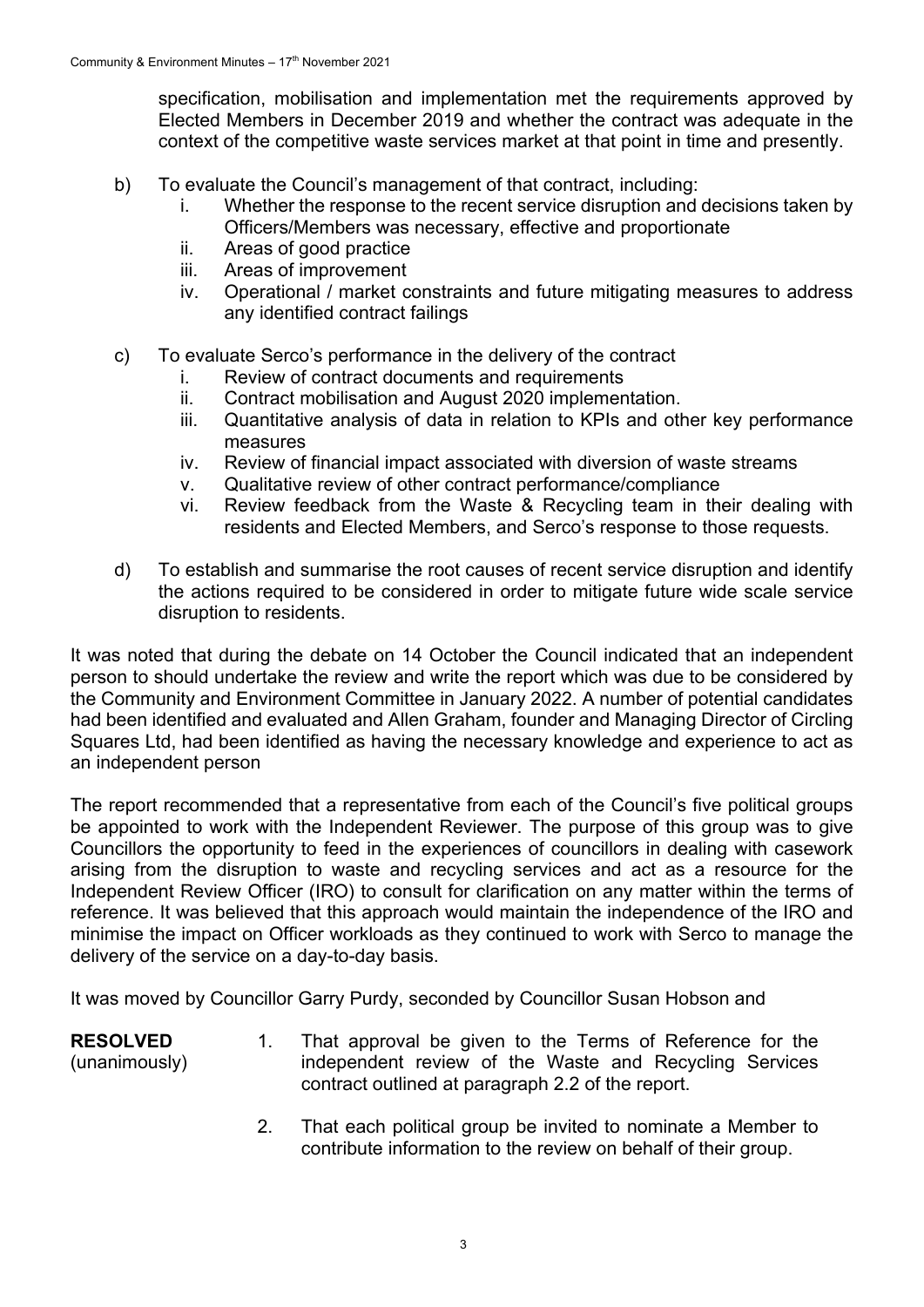specification, mobilisation and implementation met the requirements approved by Elected Members in December 2019 and whether the contract was adequate in the context of the competitive waste services market at that point in time and presently.

b) To evaluate the Council's management of that contract, including:
   i. Whether the response to the recent service disruption and decisions taken by Officers/Members was necessary, effective and proportionate
   ii. Areas of good practice
   iii. Areas of improvement
   iv. Operational / market constraints and future mitigating measures to address any identified contract failings

c) To evaluate Serco's performance in the delivery of the contract
   i. Review of contract documents and requirements
   ii. Contract mobilisation and August 2020 implementation.
   iii. Quantitative analysis of data in relation to KPIs and other key performance measures
   iv. Review of financial impact associated with diversion of waste streams
   v. Qualitative review of other contract performance/compliance
   vi. Review feedback from the Waste & Recycling team in their dealing with residents and Elected Members, and Serco's response to those requests.

d) To establish and summarise the root causes of recent service disruption and identify the actions required to be considered in order to mitigate future wide scale service disruption to residents.

It was noted that during the debate on 14 October the Council indicated that an independent person to should undertake the review and write the report which was due to be considered by the Community and Environment Committee in January 2022. A number of potential candidates had been identified and evaluated and Allen Graham, founder and Managing Director of Circling Squares Ltd, had been identified as having the necessary knowledge and experience to act as an independent person

The report recommended that a representative from each of the Council's five political groups be appointed to work with the Independent Reviewer. The purpose of this group was to give Councillors the opportunity to feed in the experiences of councillors in dealing with casework arising from the disruption to waste and recycling services and act as a resource for the Independent Review Officer (IRO) to consult for clarification on any matter within the terms of reference. It was believed that this approach would maintain the independence of the IRO and minimise the impact on Officer workloads as they continued to work with Serco to manage the delivery of the service on a day-to-day basis.

It was moved by Councillor Garry Purdy, seconded by Councillor Susan Hobson and

**RESOLVED** (unanimously)

1. That approval be given to the Terms of Reference for the independent review of the Waste and Recycling Services contract outlined at paragraph 2.2 of the report.

2. That each political group be invited to nominate a Member to contribute information to the review on behalf of their group.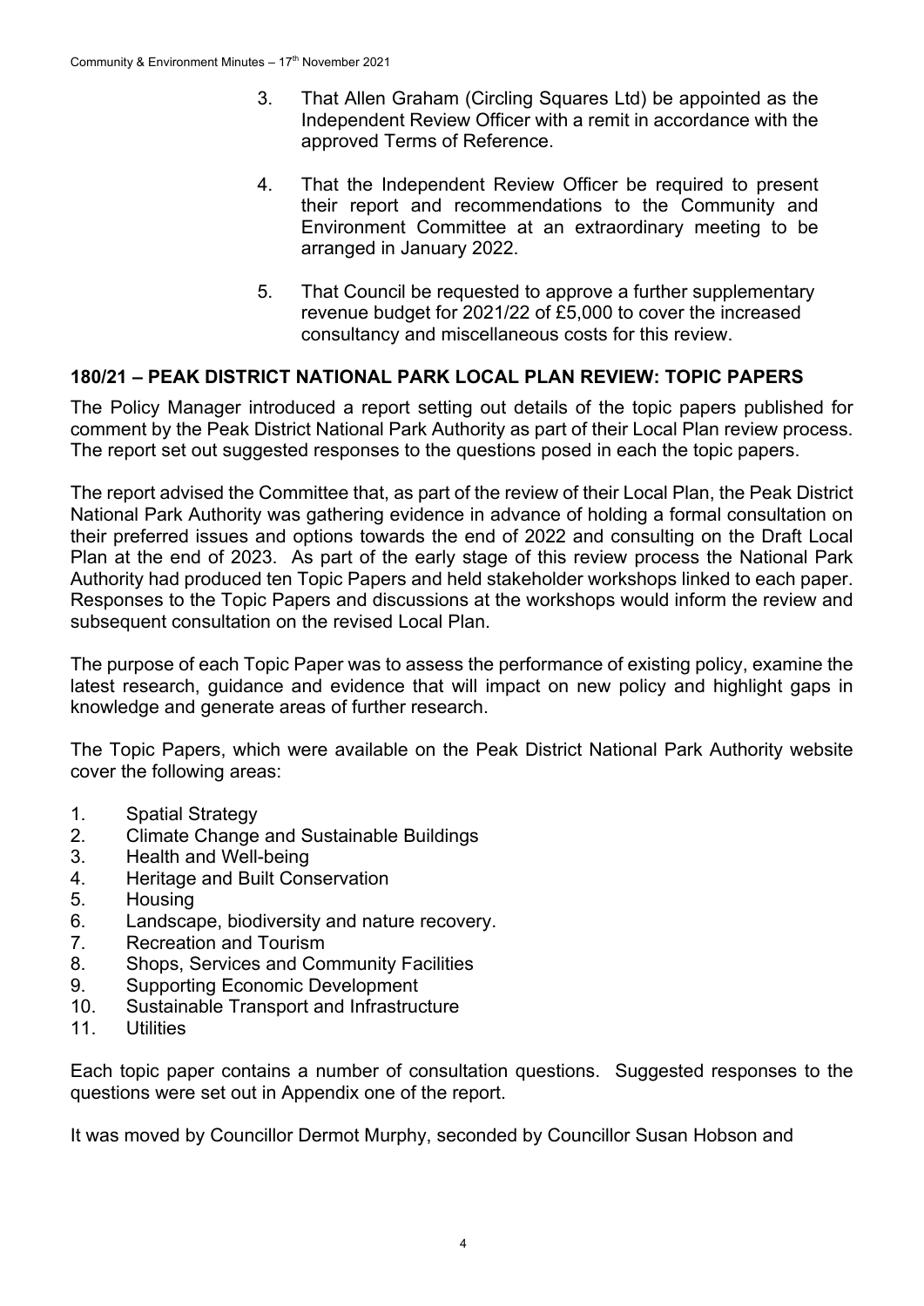3. That Allen Graham (Circling Squares Ltd) be appointed as the Independent Review Officer with a remit in accordance with the approved Terms of Reference.

4. That the Independent Review Officer be required to present their report and recommendations to the Community and Environment Committee at an extraordinary meeting to be arranged in January 2022.

5. That Council be requested to approve a further supplementary revenue budget for 2021/22 of £5,000 to cover the increased consultancy and miscellaneous costs for this review.

## 180/21 – PEAK DISTRICT NATIONAL PARK LOCAL PLAN REVIEW: TOPIC PAPERS

The Policy Manager introduced a report setting out details of the topic papers published for comment by the Peak District National Park Authority as part of their Local Plan review process. The report set out suggested responses to the questions posed in each the topic papers.

The report advised the Committee that, as part of the review of their Local Plan, the Peak District National Park Authority was gathering evidence in advance of holding a formal consultation on their preferred issues and options towards the end of 2022 and consulting on the Draft Local Plan at the end of 2023. As part of the early stage of this review process the National Park Authority had produced ten Topic Papers and held stakeholder workshops linked to each paper. Responses to the Topic Papers and discussions at the workshops would inform the review and subsequent consultation on the revised Local Plan.

The purpose of each Topic Paper was to assess the performance of existing policy, examine the latest research, guidance and evidence that will impact on new policy and highlight gaps in knowledge and generate areas of further research.

The Topic Papers, which were available on the Peak District National Park Authority website cover the following areas:

1. Spatial Strategy
2. Climate Change and Sustainable Buildings
3. Health and Well-being
4. Heritage and Built Conservation
5. Housing
6. Landscape, biodiversity and nature recovery.
7. Recreation and Tourism
8. Shops, Services and Community Facilities
9. Supporting Economic Development
10. Sustainable Transport and Infrastructure
11. Utilities

Each topic paper contains a number of consultation questions. Suggested responses to the questions were set out in Appendix one of the report.

It was moved by Councillor Dermot Murphy, seconded by Councillor Susan Hobson and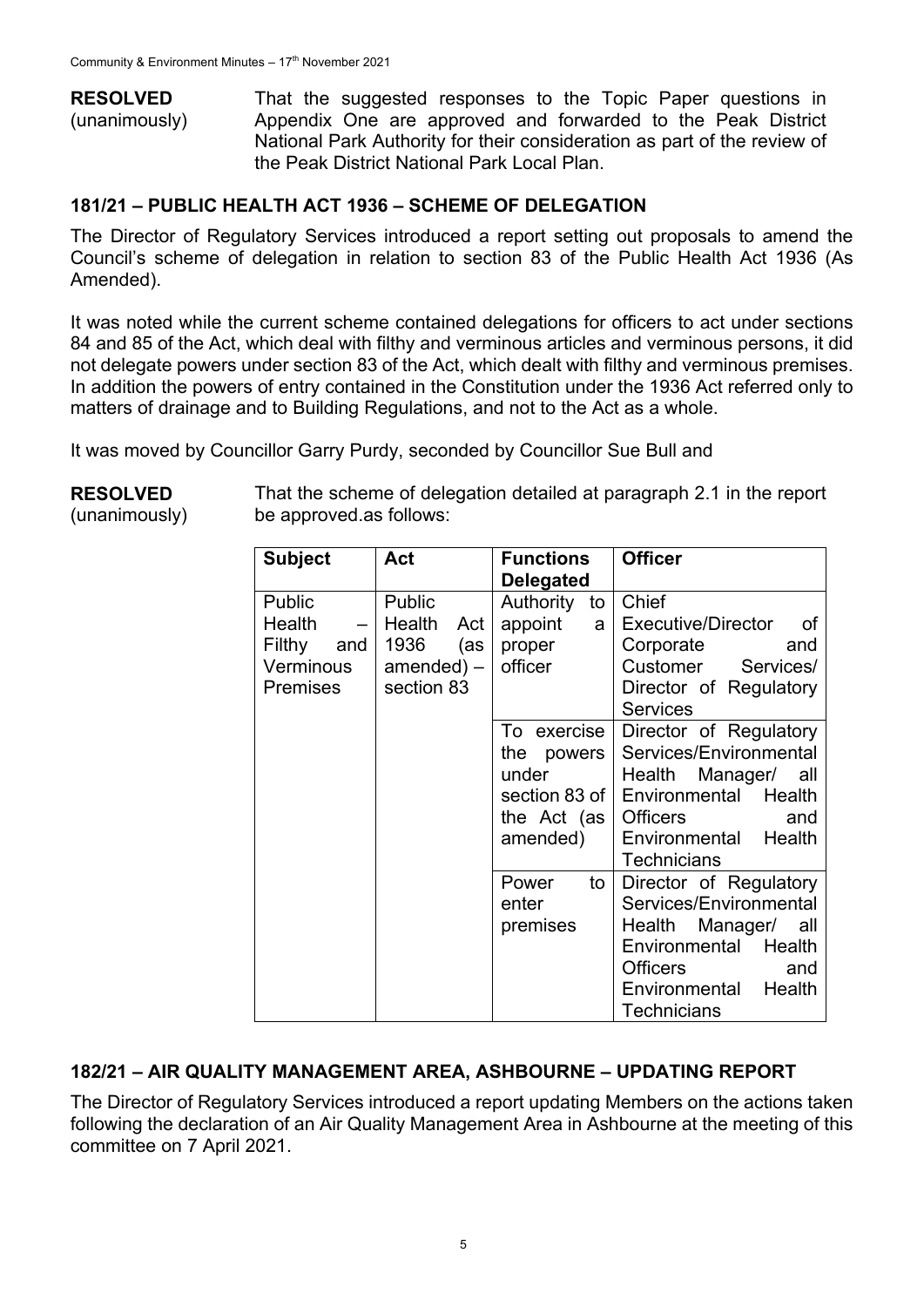**RESOLVED** (unanimously)

That the suggested responses to the Topic Paper questions in Appendix One are approved and forwarded to the Peak District National Park Authority for their consideration as part of the review of the Peak District National Park Local Plan.

## 181/21 – PUBLIC HEALTH ACT 1936 – SCHEME OF DELEGATION

The Director of Regulatory Services introduced a report setting out proposals to amend the Council's scheme of delegation in relation to section 83 of the Public Health Act 1936 (As Amended).

It was noted while the current scheme contained delegations for officers to act under sections 84 and 85 of the Act, which deal with filthy and verminous articles and verminous persons, it did not delegate powers under section 83 of the Act, which dealt with filthy and verminous premises. In addition the powers of entry contained in the Constitution under the 1936 Act referred only to matters of drainage and to Building Regulations, and not to the Act as a whole.

It was moved by Councillor Garry Purdy, seconded by Councillor Sue Bull and

**RESOLVED** (unanimously)

That the scheme of delegation detailed at paragraph 2.1 in the report be approved.as follows:

| Subject | Act | Functions Delegated | Officer |
|---|---|---|---|
| Public Health – Filthy and Verminous Premises | Public Health Act 1936 (as amended) – section 83 | Authority to appoint a proper officer | Chief Executive/Director of Corporate and Customer Services/ Director of Regulatory Services |
| | | To exercise the powers under section 83 of the Act (as amended) | Director of Regulatory Services/Environmental Health Manager/ all Environmental Health Officers and Environmental Health Technicians |
| | | Power to enter premises | Director of Regulatory Services/Environmental Health Manager/ all Environmental Health Officers and Environmental Health Technicians |

## 182/21 – AIR QUALITY MANAGEMENT AREA, ASHBOURNE – UPDATING REPORT

The Director of Regulatory Services introduced a report updating Members on the actions taken following the declaration of an Air Quality Management Area in Ashbourne at the meeting of this committee on 7 April 2021.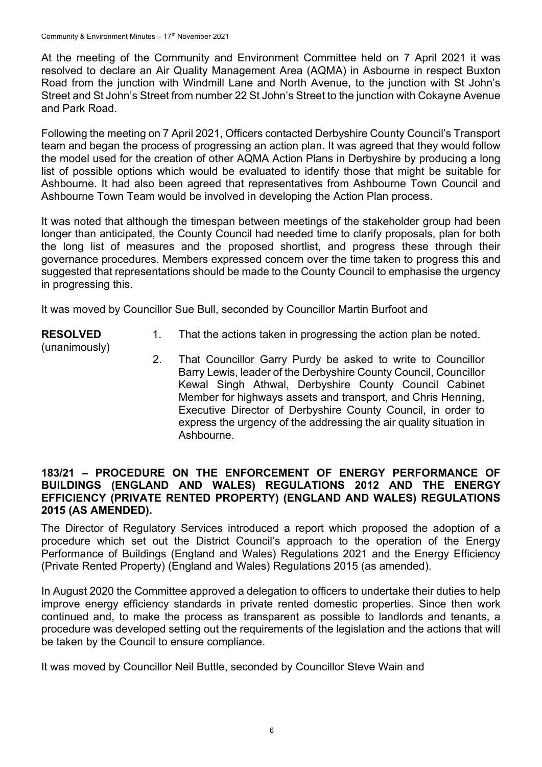At the meeting of the Community and Environment Committee held on 7 April 2021 it was resolved to declare an Air Quality Management Area (AQMA) in Asbourne in respect Buxton Road from the junction with Windmill Lane and North Avenue, to the junction with St John's Street and St John's Street from number 22 St John's Street to the junction with Cokayne Avenue and Park Road.

Following the meeting on 7 April 2021, Officers contacted Derbyshire County Council's Transport team and began the process of progressing an action plan. It was agreed that they would follow the model used for the creation of other AQMA Action Plans in Derbyshire by producing a long list of possible options which would be evaluated to identify those that might be suitable for Ashbourne. It had also been agreed that representatives from Ashbourne Town Council and Ashbourne Town Team would be involved in developing the Action Plan process.

It was noted that although the timespan between meetings of the stakeholder group had been longer than anticipated, the County Council had needed time to clarify proposals, plan for both the long list of measures and the proposed shortlist, and progress these through their governance procedures. Members expressed concern over the time taken to progress this and suggested that representations should be made to the County Council to emphasise the urgency in progressing this.

It was moved by Councillor Sue Bull, seconded by Councillor Martin Burfoot and

**RESOLVED** (unanimously)

1. That the actions taken in progressing the action plan be noted.
2. That Councillor Garry Purdy be asked to write to Councillor Barry Lewis, leader of the Derbyshire County Council, Councillor Kewal Singh Athwal, Derbyshire County Council Cabinet Member for highways assets and transport, and Chris Henning, Executive Director of Derbyshire County Council, in order to express the urgency of the addressing the air quality situation in Ashbourne.

## 183/21 – PROCEDURE ON THE ENFORCEMENT OF ENERGY PERFORMANCE OF BUILDINGS (ENGLAND AND WALES) REGULATIONS 2012 AND THE ENERGY EFFICIENCY (PRIVATE RENTED PROPERTY) (ENGLAND AND WALES) REGULATIONS 2015 (AS AMENDED).

The Director of Regulatory Services introduced a report which proposed the adoption of a procedure which set out the District Council's approach to the operation of the Energy Performance of Buildings (England and Wales) Regulations 2021 and the Energy Efficiency (Private Rented Property) (England and Wales) Regulations 2015 (as amended).

In August 2020 the Committee approved a delegation to officers to undertake their duties to help improve energy efficiency standards in private rented domestic properties. Since then work continued and, to make the process as transparent as possible to landlords and tenants, a procedure was developed setting out the requirements of the legislation and the actions that will be taken by the Council to ensure compliance.

It was moved by Councillor Neil Buttle, seconded by Councillor Steve Wain and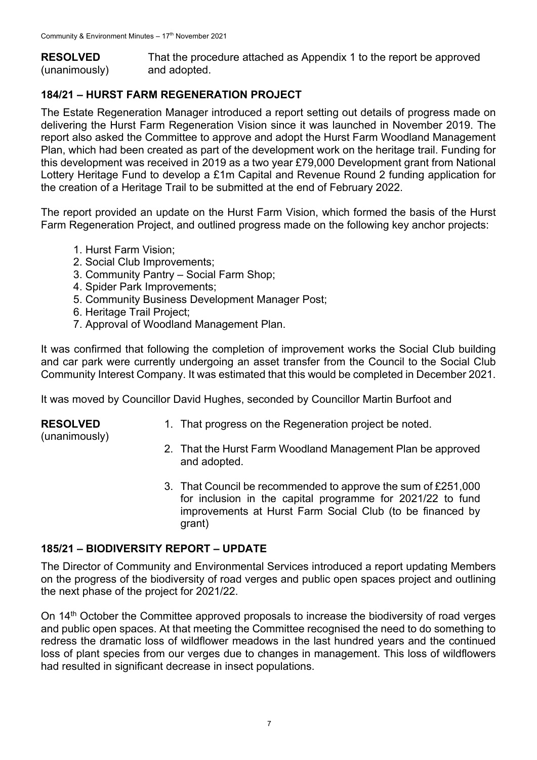**RESOLVED** (unanimously) That the procedure attached as Appendix 1 to the report be approved and adopted.

## 184/21 – HURST FARM REGENERATION PROJECT

The Estate Regeneration Manager introduced a report setting out details of progress made on delivering the Hurst Farm Regeneration Vision since it was launched in November 2019. The report also asked the Committee to approve and adopt the Hurst Farm Woodland Management Plan, which had been created as part of the development work on the heritage trail. Funding for this development was received in 2019 as a two year £79,000 Development grant from National Lottery Heritage Fund to develop a £1m Capital and Revenue Round 2 funding application for the creation of a Heritage Trail to be submitted at the end of February 2022.

The report provided an update on the Hurst Farm Vision, which formed the basis of the Hurst Farm Regeneration Project, and outlined progress made on the following key anchor projects:

1. Hurst Farm Vision;
2. Social Club Improvements;
3. Community Pantry – Social Farm Shop;
4. Spider Park Improvements;
5. Community Business Development Manager Post;
6. Heritage Trail Project;
7. Approval of Woodland Management Plan.

It was confirmed that following the completion of improvement works the Social Club building and car park were currently undergoing an asset transfer from the Council to the Social Club Community Interest Company. It was estimated that this would be completed in December 2021.

It was moved by Councillor David Hughes, seconded by Councillor Martin Burfoot and

**RESOLVED** (unanimously)

1. That progress on the Regeneration project be noted.
2. That the Hurst Farm Woodland Management Plan be approved and adopted.
3. That Council be recommended to approve the sum of £251,000 for inclusion in the capital programme for 2021/22 to fund improvements at Hurst Farm Social Club (to be financed by grant)

## 185/21 – BIODIVERSITY REPORT – UPDATE

The Director of Community and Environmental Services introduced a report updating Members on the progress of the biodiversity of road verges and public open spaces project and outlining the next phase of the project for 2021/22.

On 14th October the Committee approved proposals to increase the biodiversity of road verges and public open spaces. At that meeting the Committee recognised the need to do something to redress the dramatic loss of wildflower meadows in the last hundred years and the continued loss of plant species from our verges due to changes in management. This loss of wildflowers had resulted in significant decrease in insect populations.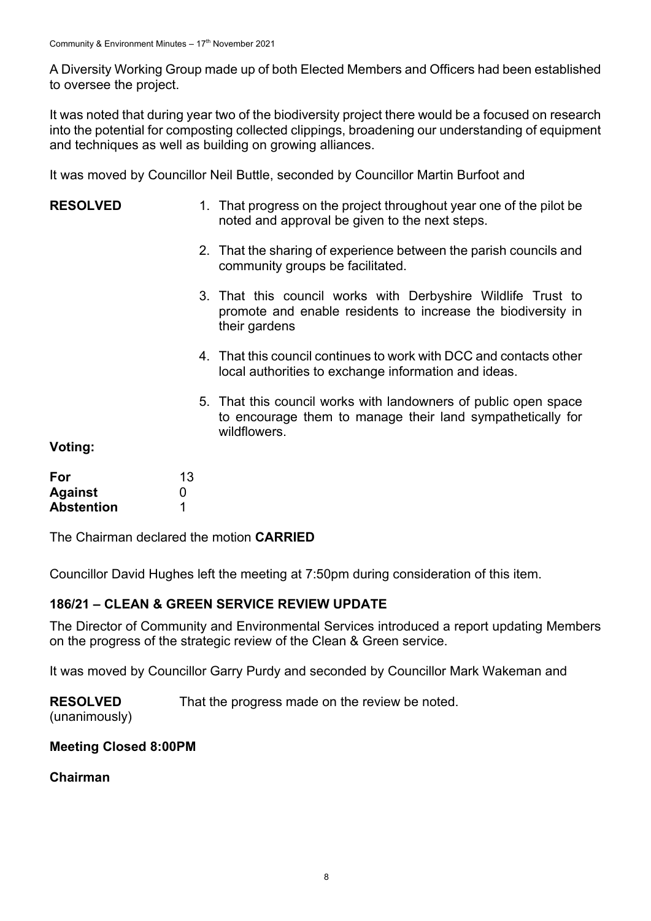A Diversity Working Group made up of both Elected Members and Officers had been established to oversee the project.

It was noted that during year two of the biodiversity project there would be a focused on research into the potential for composting collected clippings, broadening our understanding of equipment and techniques as well as building on growing alliances.

It was moved by Councillor Neil Buttle, seconded by Councillor Martin Burfoot and

**RESOLVED**

1. That progress on the project throughout year one of the pilot be noted and approval be given to the next steps.
2. That the sharing of experience between the parish councils and community groups be facilitated.
3. That this council works with Derbyshire Wildlife Trust to promote and enable residents to increase the biodiversity in their gardens
4. That this council continues to work with DCC and contacts other local authorities to exchange information and ideas.
5. That this council works with landowners of public open space to encourage them to manage their land sympathetically for wildflowers.

**Voting:**

| | |
|---|---|
| **For** | 13 |
| **Against** | 0 |
| **Abstention** | 1 |

The Chairman declared the motion **CARRIED**

Councillor David Hughes left the meeting at 7:50pm during consideration of this item.

### 186/21 – CLEAN & GREEN SERVICE REVIEW UPDATE

The Director of Community and Environmental Services introduced a report updating Members on the progress of the strategic review of the Clean & Green service.

It was moved by Councillor Garry Purdy and seconded by Councillor Mark Wakeman and

**RESOLVED** (unanimously) That the progress made on the review be noted.

**Meeting Closed 8:00PM**

**Chairman**